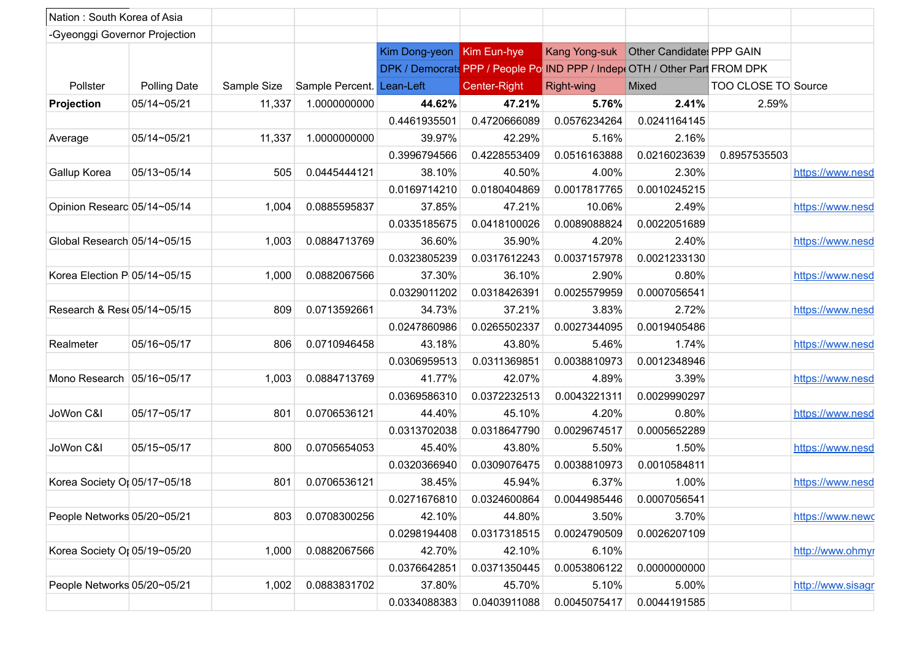| Nation : South Korea of Asia | | | | | | | | | |
|---|---|---|---|---|---|---|---|---|---|
| -Gyeonggi Governor Projection | | | | | | | | | |
| | | | | Kim Dong-yeon | Kim Eun-hye | Kang Yong-suk | Other Candidates | PPP GAIN | |
| | | | | DPK / Democrats | PPP / People Po | IND PPP / Indepe | OTH / Other Part | FROM DPK | |
| Pollster | Polling Date | Sample Size | Sample Percent. | Lean-Left | Center-Right | Right-wing | Mixed | TOO CLOSE TO | Source |
| **Projection** | 05/14~05/21 | 11,337 | 1.0000000000 | **44.62%** | **47.21%** | **5.76%** | **2.41%** | 2.59% | |
| | | | | 0.4461935501 | 0.4720666089 | 0.0576234264 | 0.0241164145 | | |
| Average | 05/14~05/21 | 11,337 | 1.0000000000 | 39.97% | 42.29% | 5.16% | 2.16% | | |
| | | | | 0.3996794566 | 0.4228553409 | 0.0516163888 | 0.0216023639 | 0.8957535503 | |
| Gallup Korea | 05/13~05/14 | 505 | 0.0445444121 | 38.10% | 40.50% | 4.00% | 2.30% | | https://www.nesd |
| | | | | 0.0169714210 | 0.0180404869 | 0.0017817765 | 0.0010245215 | | |
| Opinion Researc | 05/14~05/14 | 1,004 | 0.0885595837 | 37.85% | 47.21% | 10.06% | 2.49% | | https://www.nesd |
| | | | | 0.0335185675 | 0.0418100026 | 0.0089088824 | 0.0022051689 | | |
| Global Research | 05/14~05/15 | 1,003 | 0.0884713769 | 36.60% | 35.90% | 4.20% | 2.40% | | https://www.nesd |
| | | | | 0.0323805239 | 0.0317612243 | 0.0037157978 | 0.0021233130 | | |
| Korea Election P | 05/14~05/15 | 1,000 | 0.0882067566 | 37.30% | 36.10% | 2.90% | 0.80% | | https://www.nesd |
| | | | | 0.0329011202 | 0.0318426391 | 0.0025579959 | 0.0007056541 | | |
| Research & Rese | 05/14~05/15 | 809 | 0.0713592661 | 34.73% | 37.21% | 3.83% | 2.72% | | https://www.nesd |
| | | | | 0.0247860986 | 0.0265502337 | 0.0027344095 | 0.0019405486 | | |
| Realmeter | 05/16~05/17 | 806 | 0.0710946458 | 43.18% | 43.80% | 5.46% | 1.74% | | https://www.nesd |
| | | | | 0.0306959513 | 0.0311369851 | 0.0038810973 | 0.0012348946 | | |
| Mono Research | 05/16~05/17 | 1,003 | 0.0884713769 | 41.77% | 42.07% | 4.89% | 3.39% | | https://www.nesd |
| | | | | 0.0369586310 | 0.0372232513 | 0.0043221311 | 0.0029990297 | | |
| JoWon C&I | 05/17~05/17 | 801 | 0.0706536121 | 44.40% | 45.10% | 4.20% | 0.80% | | https://www.nesd |
| | | | | 0.0313702038 | 0.0318647790 | 0.0029674517 | 0.0005652289 | | |
| JoWon C&I | 05/15~05/17 | 800 | 0.0705654053 | 45.40% | 43.80% | 5.50% | 1.50% | | https://www.nesd |
| | | | | 0.0320366940 | 0.0309076475 | 0.0038810973 | 0.0010584811 | | |
| Korea Society O | 05/17~05/18 | 801 | 0.0706536121 | 38.45% | 45.94% | 6.37% | 1.00% | | https://www.nesd |
| | | | | 0.0271676810 | 0.0324600864 | 0.0044985446 | 0.0007056541 | | |
| People Networks | 05/20~05/21 | 803 | 0.0708300256 | 42.10% | 44.80% | 3.50% | 3.70% | | https://www.newc |
| | | | | 0.0298194408 | 0.0317318515 | 0.0024790509 | 0.0026207109 | | |
| Korea Society O | 05/19~05/20 | 1,000 | 0.0882067566 | 42.70% | 42.10% | 6.10% | | | http://www.ohmyr |
| | | | | 0.0376642851 | 0.0371350445 | 0.0053806122 | 0.0000000000 | | |
| People Networks | 05/20~05/21 | 1,002 | 0.0883831702 | 37.80% | 45.70% | 5.10% | 5.00% | | http://www.sisagr |
| | | | | 0.0334088383 | 0.0403911088 | 0.0045075417 | 0.0044191585 | | |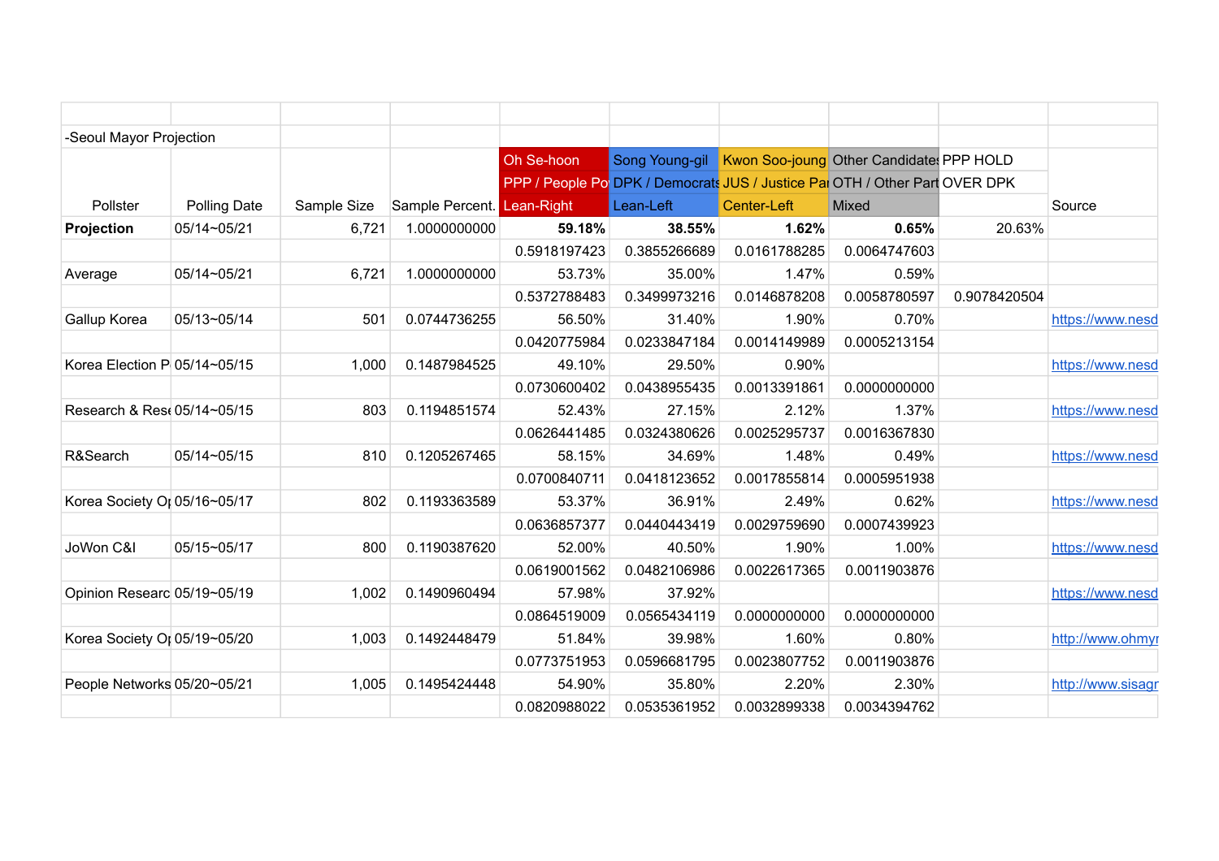-Seoul Mayor Projection

| Pollster | Polling Date | Sample Size | Sample Percent. | Oh Se-hoon<br>PPP / People Po<br>Lean-Right | Song Young-gil<br>DPK / Democrats<br>Lean-Left | Kwon Soo-joung<br>JUS / Justice Pa<br>Center-Left | Other Candidates<br>OTH / Other Part<br>Mixed | PPP HOLD<br>OVER DPK | Source |
|---|---|---|---|---|---|---|---|---|---|
| **Projection** | 05/14~05/21 | 6,721 | 1.0000000000 | **59.18%** | **38.55%** | **1.62%** | **0.65%** | 20.63% | |
| | | | | 0.5918197423 | 0.3855266689 | 0.0161788285 | 0.0064747603 | | |
| Average | 05/14~05/21 | 6,721 | 1.0000000000 | 53.73% | 35.00% | 1.47% | 0.59% | | |
| | | | | 0.5372788483 | 0.3499973216 | 0.0146878208 | 0.0058780597 | 0.9078420504 | |
| Gallup Korea | 05/13~05/14 | 501 | 0.0744736255 | 56.50% | 31.40% | 1.90% | 0.70% | | https://www.nesd |
| | | | | 0.0420775984 | 0.0233847184 | 0.0014149989 | 0.0005213154 | | |
| Korea Election P | 05/14~05/15 | 1,000 | 0.1487984525 | 49.10% | 29.50% | 0.90% | | | https://www.nesd |
| | | | | 0.0730600402 | 0.0438955435 | 0.0013391861 | 0.0000000000 | | |
| Research & Rese | 05/14~05/15 | 803 | 0.1194851574 | 52.43% | 27.15% | 2.12% | 1.37% | | https://www.nesd |
| | | | | 0.0626441485 | 0.0324380626 | 0.0025295737 | 0.0016367830 | | |
| R&Search | 05/14~05/15 | 810 | 0.1205267465 | 58.15% | 34.69% | 1.48% | 0.49% | | https://www.nesd |
| | | | | 0.0700840711 | 0.0418123652 | 0.0017855814 | 0.0005951938 | | |
| Korea Society O | 05/16~05/17 | 802 | 0.1193363589 | 53.37% | 36.91% | 2.49% | 0.62% | | https://www.nesd |
| | | | | 0.0636857377 | 0.0440443419 | 0.0029759690 | 0.0007439923 | | |
| JoWon C&I | 05/15~05/17 | 800 | 0.1190387620 | 52.00% | 40.50% | 1.90% | 1.00% | | https://www.nesd |
| | | | | 0.0619001562 | 0.0482106986 | 0.0022617365 | 0.0011903876 | | |
| Opinion Researc | 05/19~05/19 | 1,002 | 0.1490960494 | 57.98% | 37.92% | | | | https://www.nesd |
| | | | | 0.0864519009 | 0.0565434119 | 0.0000000000 | 0.0000000000 | | |
| Korea Society O | 05/19~05/20 | 1,003 | 0.1492448479 | 51.84% | 39.98% | 1.60% | 0.80% | | http://www.ohmy |
| | | | | 0.0773751953 | 0.0596681795 | 0.0023807752 | 0.0011903876 | | |
| People Networks | 05/20~05/21 | 1,005 | 0.1495424448 | 54.90% | 35.80% | 2.20% | 2.30% | | http://www.sisag |
| | | | | 0.0820988022 | 0.0535361952 | 0.0032899338 | 0.0034394762 | | |